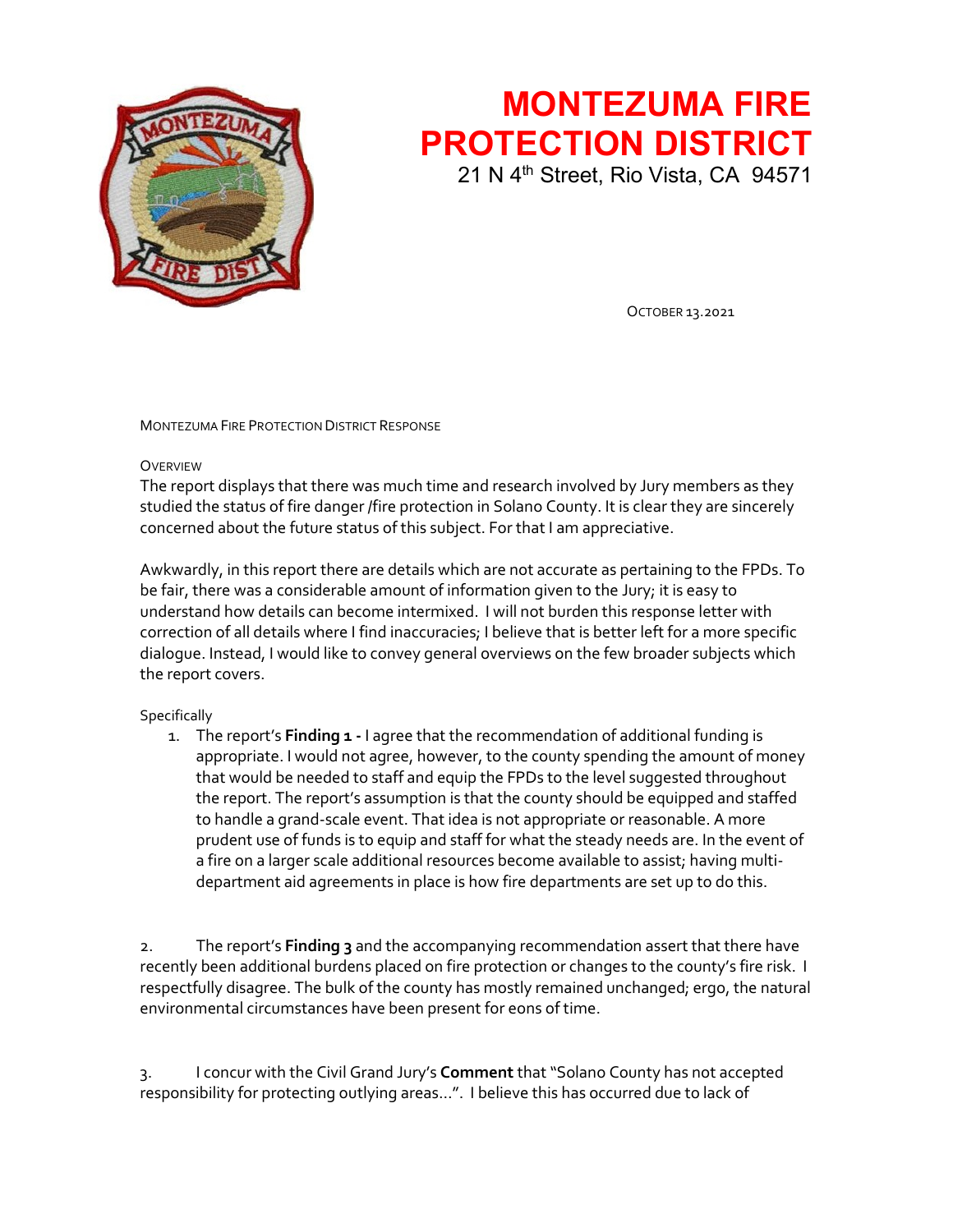# MONTEZUMA FIRE PROTECTION DISTRICT

21 N 4th Street, Rio Vista, CA 94571

OCTOBER 13.2021

MONTEZUMA FIRE PROTECTION DISTRICT RESPONSE

OVERVIEW

The report displays that there was much time and research involved by Jury members as they studied the status of fire danger /fire protection in Solano County. It is clear they are sincerely concerned about the future status of this subject. For that I am appreciative.

Awkwardly, in this report there are details which are not accurate as pertaining to the FPDs. To be fair, there was a considerable amount of information given to the Jury; it is easy to understand how details can become intermixed. I will not burden this response letter with correction of all details where I find inaccuracies; I believe that is better left for a more specific dialogue. Instead, I would like to convey general overviews on the few broader subjects which the report covers.

Specifically

1. The report's **Finding 1 -** I agree that the recommendation of additional funding is appropriate. I would not agree, however, to the county spending the amount of money that would be needed to staff and equip the FPDs to the level suggested throughout the report. The report's assumption is that the county should be equipped and staffed to handle a grand-scale event. That idea is not appropriate or reasonable. A more prudent use of funds is to equip and staff for what the steady needs are. In the event of a fire on a larger scale additional resources become available to assist; having multi-department aid agreements in place is how fire departments are set up to do this.

2. The report's **Finding 3** and the accompanying recommendation assert that there have recently been additional burdens placed on fire protection or changes to the county's fire risk. I respectfully disagree. The bulk of the county has mostly remained unchanged; ergo, the natural environmental circumstances have been present for eons of time.

3. I concur with the Civil Grand Jury's **Comment** that "Solano County has not accepted responsibility for protecting outlying areas…". I believe this has occurred due to lack of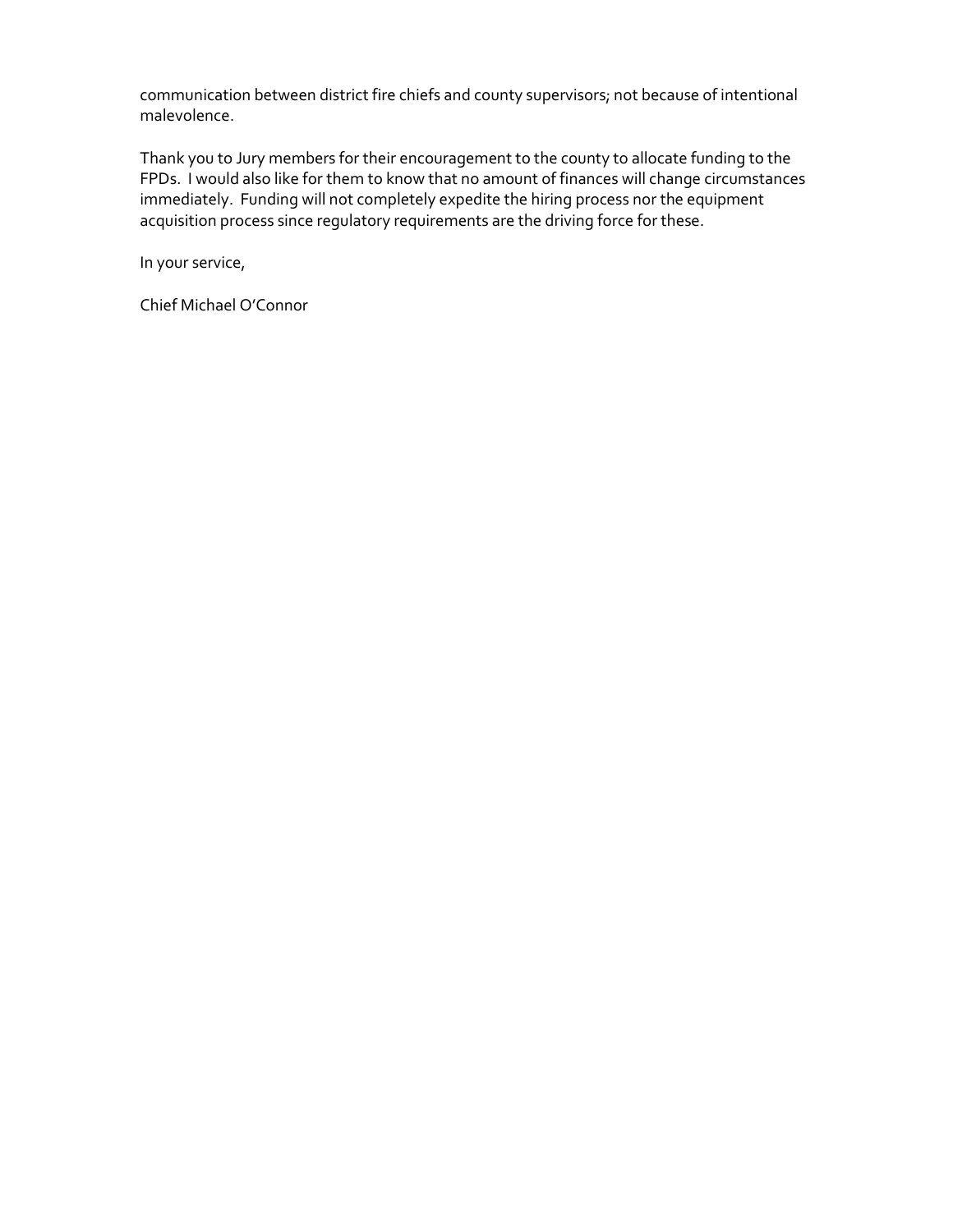communication between district fire chiefs and county supervisors; not because of intentional malevolence.

Thank you to Jury members for their encouragement to the county to allocate funding to the FPDs. I would also like for them to know that no amount of finances will change circumstances immediately. Funding will not completely expedite the hiring process nor the equipment acquisition process since regulatory requirements are the driving force for these.

In your service,

Chief Michael O'Connor